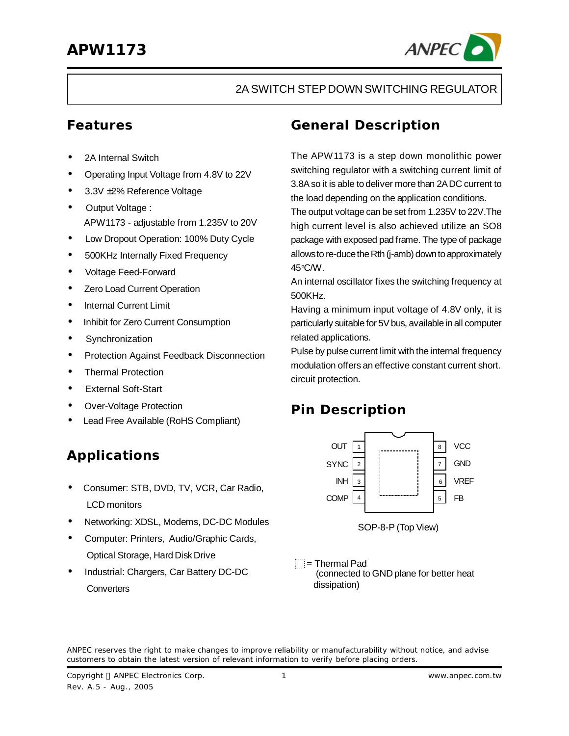# APW1173

2A SWITCH STEP DOWN SWITCHING REGULATOR

## Features

- 2A Internal Switch
- Operating Input Voltage from 4.8V to 22V
- 3.3V ±2% Reference Voltage
- Output Voltage :
  APW1173 - adjustable from 1.235V to 20V
- Low Dropout Operation: 100% Duty Cycle
- 500KHz Internally Fixed Frequency
- Voltage Feed-Forward
- Zero Load Current Operation
- Internal Current Limit
- Inhibit for Zero Current Consumption
- Synchronization
- Protection Against Feedback Disconnection
- Thermal Protection
- External Soft-Start
- Over-Voltage Protection
- Lead Free Available (RoHS Compliant)

## Applications

- Consumer: STB, DVD, TV, VCR, Car Radio, LCD monitors
- Networking: XDSL, Modems, DC-DC Modules
- Computer: Printers, Audio/Graphic Cards, Optical Storage, Hard Disk Drive
- Industrial: Chargers, Car Battery DC-DC Converters

## General Description

The APW1173 is a step down monolithic power switching regulator with a switching current limit of 3.8A so it is able to deliver more than 2A DC current to the load depending on the application conditions.
The output voltage can be set from 1.235V to 22V.The high current level is also achieved utilize an SO8 package with exposed pad frame. The type of package allows to re-duce the Rth (j-amb) down to approximately 45°C/W.
An internal oscillator fixes the switching frequency at 500KHz.
Having a minimum input voltage of 4.8V only, it is particularly suitable for 5V bus, available in all computer related applications.
Pulse by pulse current limit with the internal frequency modulation offers an effective constant current short. circuit protection.

## Pin Description

| Pin | Name | Pin | Name |
|---|---|---|---|
| 1 | OUT | 8 | VCC |
| 2 | SYNC | 7 | GND |
| 3 | INH | 6 | VREF |
| 4 | COMP | 5 | FB |

SOP-8-P (Top View)

= Thermal Pad (connected to GND plane for better heat dissipation)

ANPEC reserves the right to make changes to improve reliability or manufacturability without notice, and advise customers to obtain the latest version of relevant information to verify before placing orders.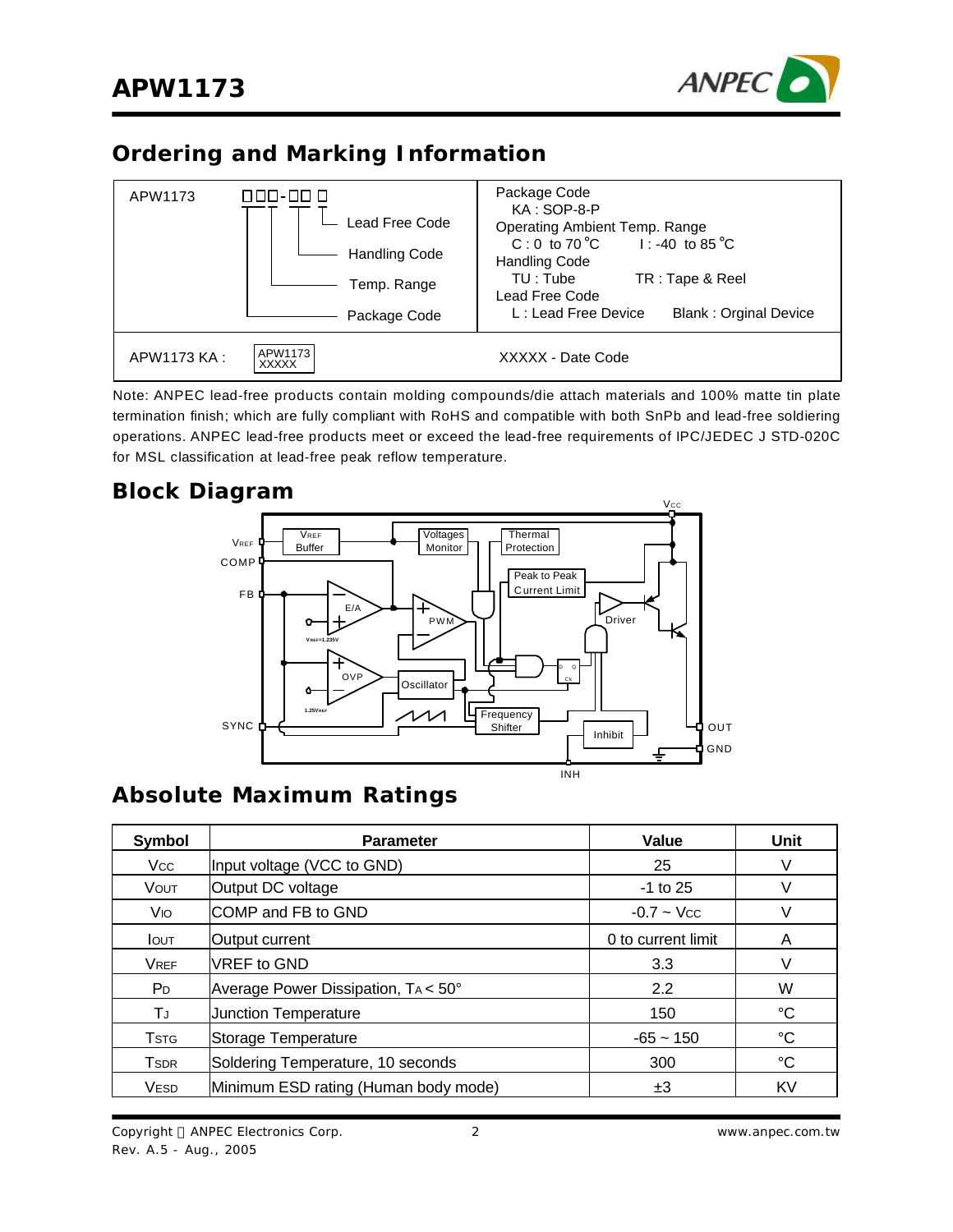## Ordering and Marking Information

| APW1173 □□□-□□ □ (Lead Free Code, Handling Code, Temp. Range, Package Code) | Package Code<br>KA : SOP-8-P<br>Operating Ambient Temp. Range<br>C : 0 to 70 °C  I : -40 to 85 °C<br>Handling Code<br>TU : Tube  TR : Tape & Reel<br>Lead Free Code<br>L : Lead Free Device  Blank : Orginal Device |
|---|---|
| APW1173 KA : APW1173 XXXXX | XXXXX - Date Code |

Note: ANPEC lead-free products contain molding compounds/die attach materials and 100% matte tin plate termination finish; which are fully compliant with RoHS and compatible with both SnPb and lead-free soldiering operations. ANPEC lead-free products meet or exceed the lead-free requirements of IPC/JEDEC J STD-020C for MSL classification at lead-free peak reflow temperature.

## Block Diagram

## Absolute Maximum Ratings

| Symbol | Parameter | Value | Unit |
|---|---|---|---|
| $V_{CC}$ | Input voltage (VCC to GND) | 25 | V |
| $V_{OUT}$ | Output DC voltage | -1 to 25 | V |
| $V_{IO}$ | COMP and FB to GND | -0.7 ~ $V_{CC}$ | V |
| $I_{OUT}$ | Output current | 0 to current limit | A |
| $V_{REF}$ | VREF to GND | 3.3 | V |
| $P_D$ | Average Power Dissipation, $T_A$ < 50° | 2.2 | W |
| $T_J$ | Junction Temperature | 150 | °C |
| $T_{STG}$ | Storage Temperature | -65 ~ 150 | °C |
| $T_{SDR}$ | Soldering Temperature, 10 seconds | 300 | °C |
| $V_{ESD}$ | Minimum ESD rating (Human body mode) | ±3 | KV |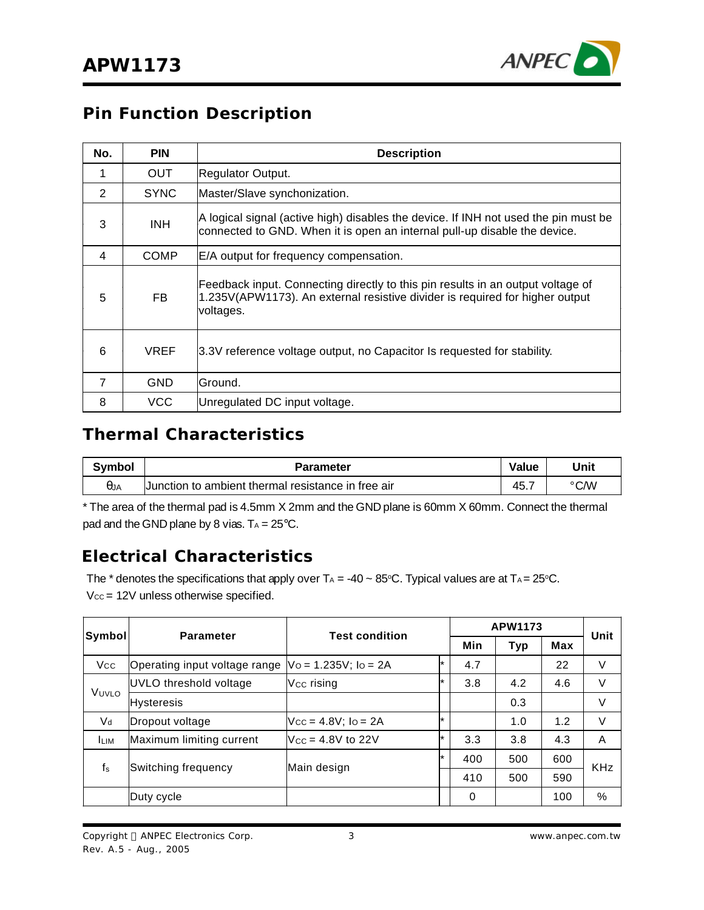## Pin Function Description

| No. | PIN | Description |
|---|---|---|
| 1 | OUT | Regulator Output. |
| 2 | SYNC | Master/Slave synchonization. |
| 3 | INH | A logical signal (active high) disables the device. If INH not used the pin must be connected to GND. When it is open an internal pull-up disable the device. |
| 4 | COMP | E/A output for frequency compensation. |
| 5 | FB | Feedback input. Connecting directly to this pin results in an output voltage of 1.235V(APW1173). An external resistive divider is required for higher output voltages. |
| 6 | VREF | 3.3V reference voltage output, no Capacitor Is requested for stability. |
| 7 | GND | Ground. |
| 8 | VCC | Unregulated DC input voltage. |

## Thermal Characteristics

| Symbol | Parameter | Value | Unit |
|---|---|---|---|
| $\theta_{JA}$ | Junction to ambient thermal resistance in free air | 45.7 | °C/W |

* The area of the thermal pad is 4.5mm X 2mm and the GND plane is 60mm X 60mm. Connect the thermal pad and the GND plane by 8 vias. $T_A$ = 25°C.

## Electrical Characteristics

The * denotes the specifications that apply over $T_A$ = -40 ~ 85°C. Typical values are at $T_A$ = 25°C. $V_{CC}$ = 12V unless otherwise specified.

| Symbol | Parameter | Test condition | | APW1173 | | | Unit |
|---|---|---|---|---|---|---|---|
| | | | | Min | Typ | Max | |
| $V_{CC}$ | Operating input voltage range | $V_O$ = 1.235V; $I_O$ = 2A | * | 4.7 | | 22 | V |
| $V_{UVLO}$ | UVLO threshold voltage | $V_{CC}$ rising | * | 3.8 | 4.2 | 4.6 | V |
| | Hysteresis | | | | 0.3 | | V |
| $V_d$ | Dropout voltage | $V_{CC}$ = 4.8V; $I_O$ = 2A | * | | 1.0 | 1.2 | V |
| $I_{LIM}$ | Maximum limiting current | $V_{CC}$ = 4.8V to 22V | * | 3.3 | 3.8 | 4.3 | A |
| $f_s$ | Switching frequency | Main design | * | 400 | 500 | 600 | KHz |
| | | | | 410 | 500 | 590 | |
| | Duty cycle | | | 0 | | 100 | % |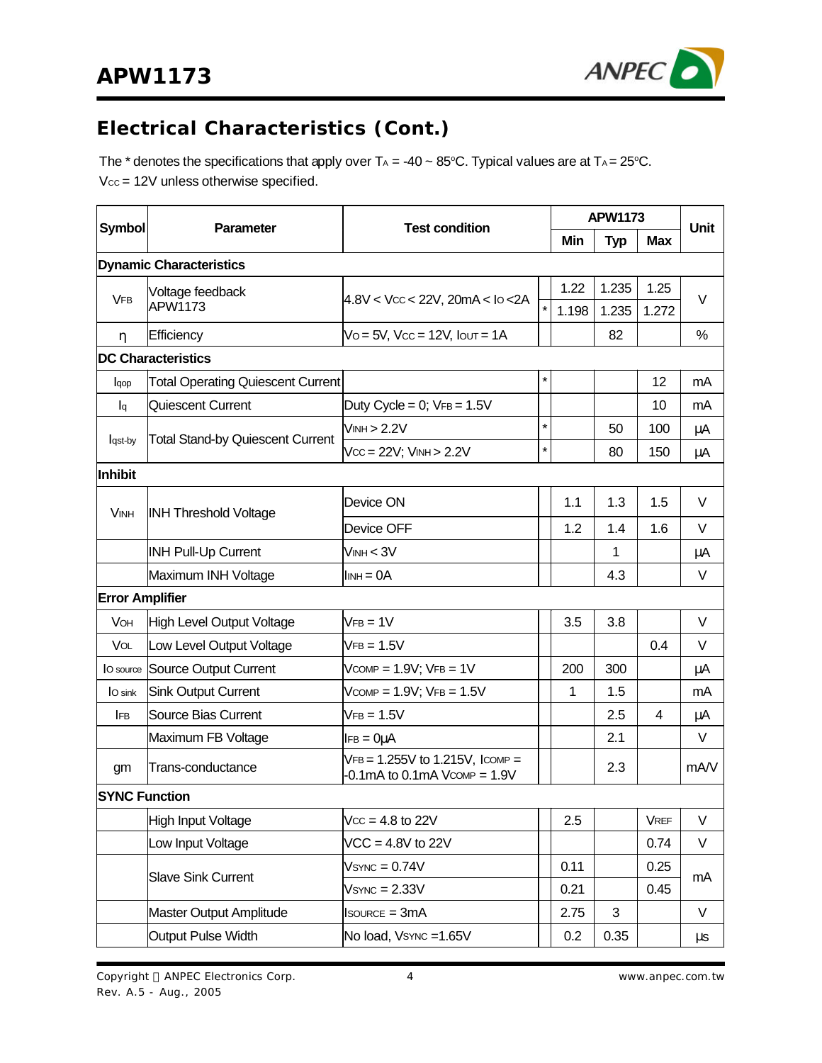## Electrical Characteristics (Cont.)

The * denotes the specifications that apply over $T_A$ = -40 ~ 85°C. Typical values are at $T_A$ = 25°C. $V_{CC}$ = 12V unless otherwise specified.

| Symbol | Parameter | Test condition | | APW1173 | | | Unit |
|---|---|---|---|---|---|---|---|
| | | | | Min | Typ | Max | |
| **Dynamic Characteristics** | | | | | | | |
| $V_{FB}$ | Voltage feedback APW1173 | 4.8V < $V_{CC}$ < 22V, 20mA < $I_O$ <2A | | 1.22 | 1.235 | 1.25 | V |
| | | | * | 1.198 | 1.235 | 1.272 | |
| η | Efficiency | $V_O$ = 5V, $V_{CC}$ = 12V, $I_{OUT}$ = 1A | | | 82 | | % |
| **DC Characteristics** | | | | | | | |
| $I_{qop}$ | Total Operating Quiescent Current | | * | | | 12 | mA |
| $I_q$ | Quiescent Current | Duty Cycle = 0; $V_{FB}$ = 1.5V | | | | 10 | mA |
| $I_{qst-by}$ | Total Stand-by Quiescent Current | $V_{INH}$ > 2.2V | * | | 50 | 100 | μA |
| | | $V_{CC}$ = 22V; $V_{INH}$ > 2.2V | * | | 80 | 150 | μA |
| **Inhibit** | | | | | | | |
| $V_{INH}$ | INH Threshold Voltage | Device ON | | 1.1 | 1.3 | 1.5 | V |
| | | Device OFF | | 1.2 | 1.4 | 1.6 | V |
| | INH Pull-Up Current | $V_{INH}$ < 3V | | | 1 | | μA |
| | Maximum INH Voltage | $I_{INH}$ = 0A | | | 4.3 | | V |
| **Error Amplifier** | | | | | | | |
| $V_{OH}$ | High Level Output Voltage | $V_{FB}$ = 1V | | 3.5 | 3.8 | | V |
| $V_{OL}$ | Low Level Output Voltage | $V_{FB}$ = 1.5V | | | | 0.4 | V |
| $I_{O\ source}$ | Source Output Current | $V_{COMP}$ = 1.9V; $V_{FB}$ = 1V | | 200 | 300 | | μA |
| $I_{O\ sink}$ | Sink Output Current | $V_{COMP}$ = 1.9V; $V_{FB}$ = 1.5V | | 1 | 1.5 | | mA |
| $I_{FB}$ | Source Bias Current | $V_{FB}$ = 1.5V | | | 2.5 | 4 | μA |
| | Maximum FB Voltage | $I_{FB}$ = 0μA | | | 2.1 | | V |
| gm | Trans-conductance | $V_{FB}$ = 1.255V to 1.215V, $I_{COMP}$ = -0.1mA to 0.1mA $V_{COMP}$ = 1.9V | | | 2.3 | | mA/V |
| **SYNC Function** | | | | | | | |
| | High Input Voltage | $V_{CC}$ = 4.8 to 22V | | 2.5 | | $V_{REF}$ | V |
| | Low Input Voltage | VCC = 4.8V to 22V | | | | 0.74 | V |
| | Slave Sink Current | $V_{SYNC}$ = 0.74V | | 0.11 | | 0.25 | mA |
| | | $V_{SYNC}$ = 2.33V | | 0.21 | | 0.45 | |
| | Master Output Amplitude | $I_{SOURCE}$ = 3mA | | 2.75 | 3 | | V |
| | Output Pulse Width | No load, $V_{SYNC}$ =1.65V | | 0.2 | 0.35 | | μs |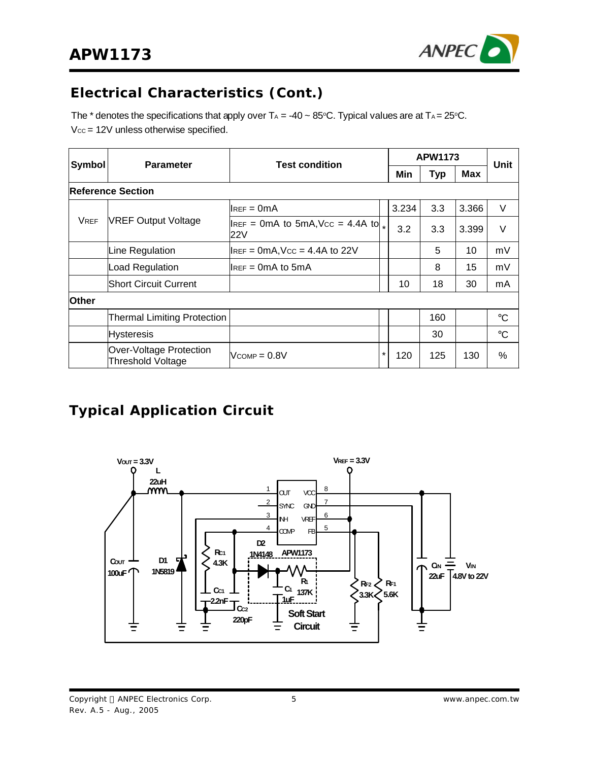## Electrical Characteristics (Cont.)

The * denotes the specifications that apply over $T_A$ = -40 ~ 85°C. Typical values are at $T_A$ = 25°C. $V_{CC}$ = 12V unless otherwise specified.

| Symbol | Parameter | Test condition | | APW1173 | | | Unit |
|---|---|---|---|---|---|---|---|
| | | | | Min | Typ | Max | |
| **Reference Section** | | | | | | | |
| $V_{REF}$ | VREF Output Voltage | $I_{REF}$ = 0mA | | 3.234 | 3.3 | 3.366 | V |
| | | $I_{REF}$ = 0mA to 5mA, $V_{CC}$ = 4.4A to 22V | * | 3.2 | 3.3 | 3.399 | V |
| | Line Regulation | $I_{REF}$ = 0mA, $V_{CC}$ = 4.4A to 22V | | | 5 | 10 | mV |
| | Load Regulation | $I_{REF}$ = 0mA to 5mA | | | 8 | 15 | mV |
| | Short Circuit Current | | | 10 | 18 | 30 | mA |
| **Other** | | | | | | | |
| | Thermal Limiting Protection | | | | 160 | | °C |
| | Hysteresis | | | | 30 | | °C |
| | Over-Voltage Protection Threshold Voltage | $V_{COMP}$ = 0.8V | * | 120 | 125 | 130 | % |

## Typical Application Circuit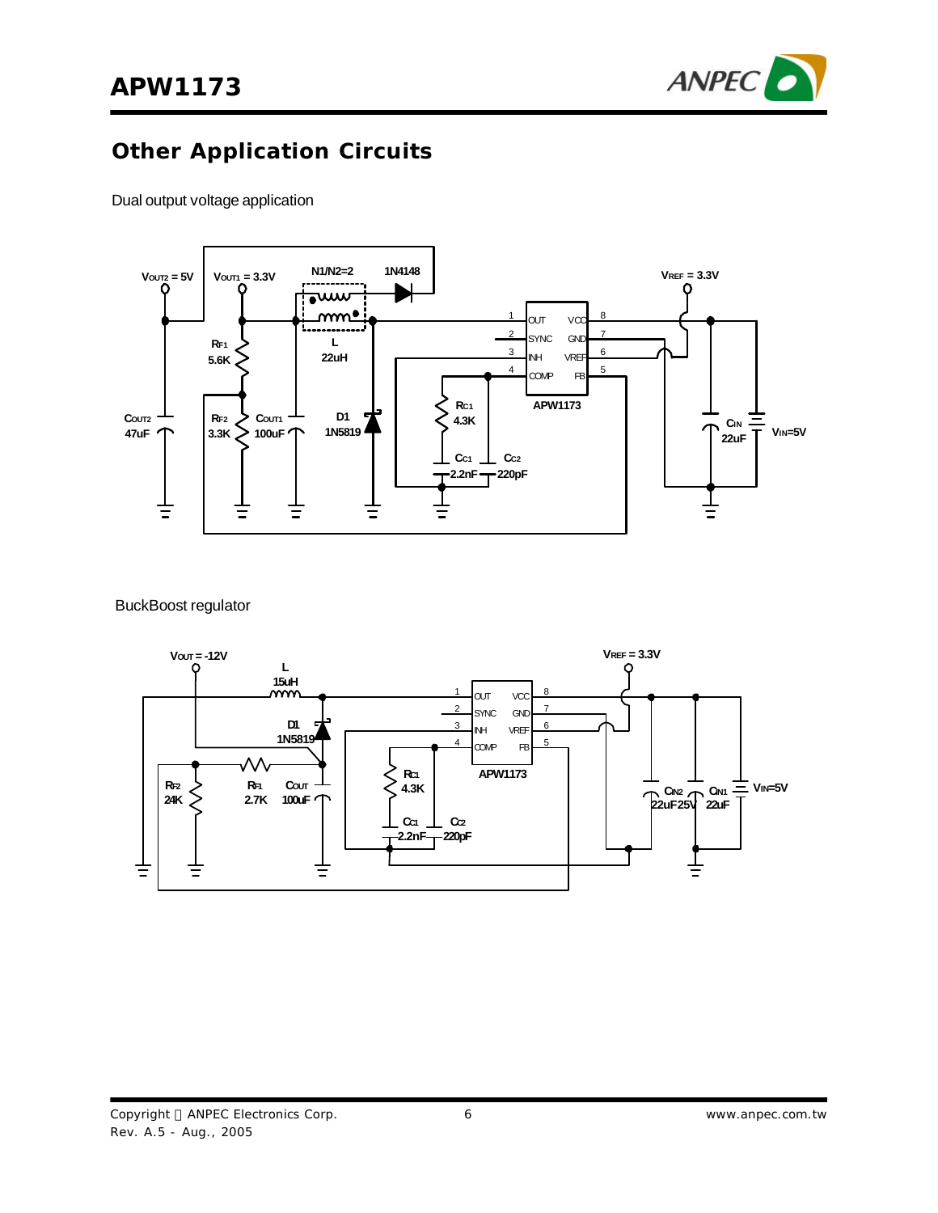## Other Application Circuits

Dual output voltage application

BuckBoost regulator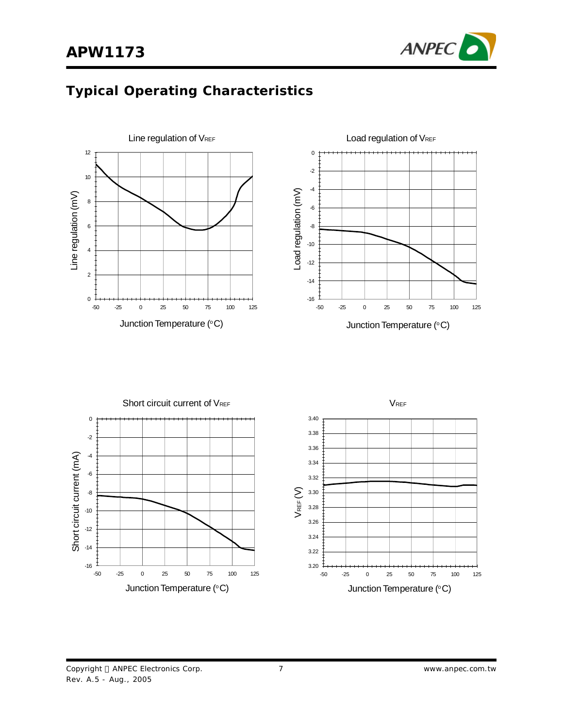## Typical Operating Characteristics

Line regulation of $V_{REF}$

Line regulation (mV)

Junction Temperature (°C)

Load regulation of $V_{REF}$

Load regulation (mV)

Junction Temperature (°C)

Short circuit current of $V_{REF}$

Short circuit current (mA)

Junction Temperature (°C)

$V_{REF}$

$V_{REF}$ (V)

Junction Temperature (°C)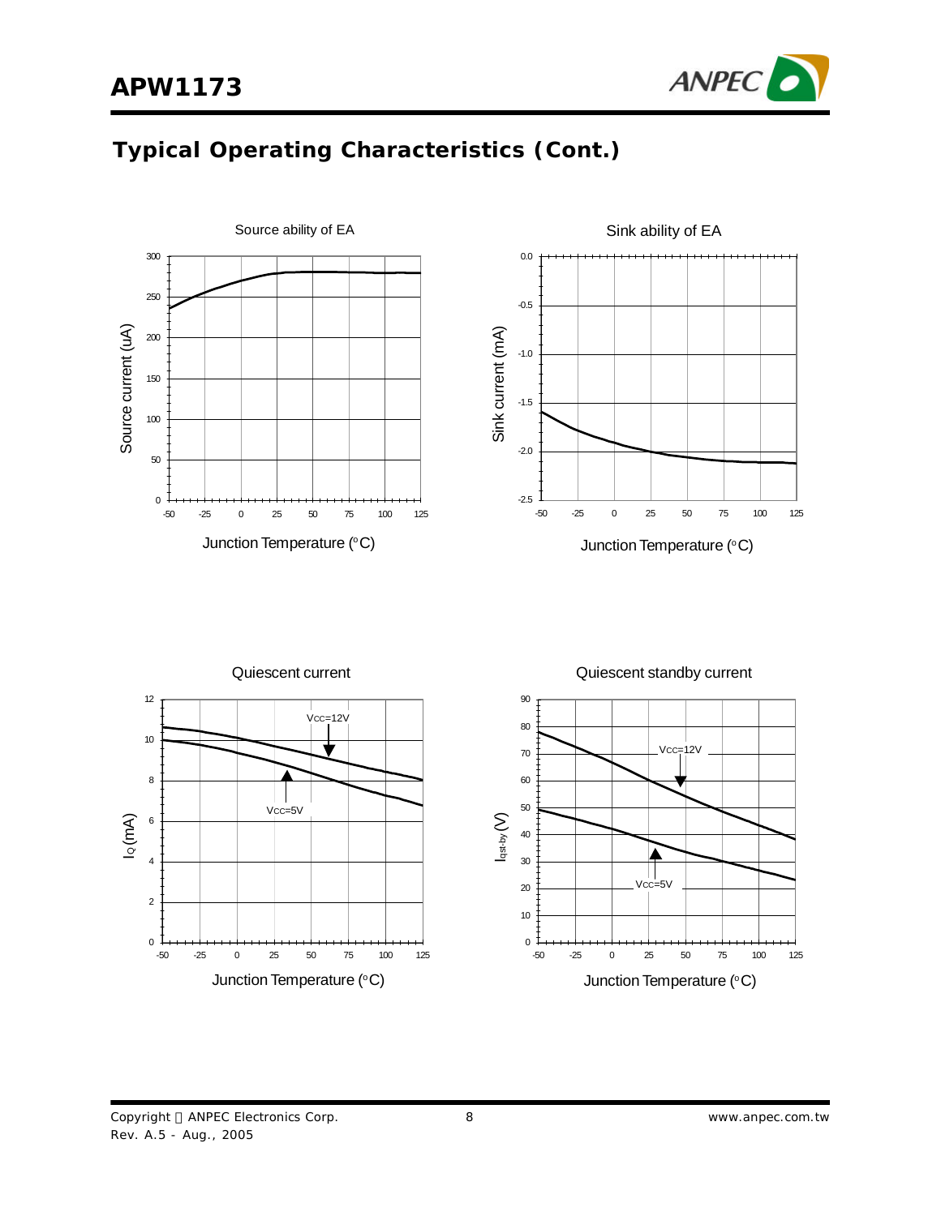## Typical Operating Characteristics (Cont.)

Source ability of EA

Source current (uA)

Junction Temperature (°C)

Sink ability of EA

Sink current (mA)

Junction Temperature (°C)

Quiescent current

$I_Q$ (mA)

Vcc=12V

Vcc=5V

Junction Temperature (°C)

Quiescent standby current

$I_{qst-by}$ (V)

Vcc=12V

Vcc=5V

Junction Temperature (°C)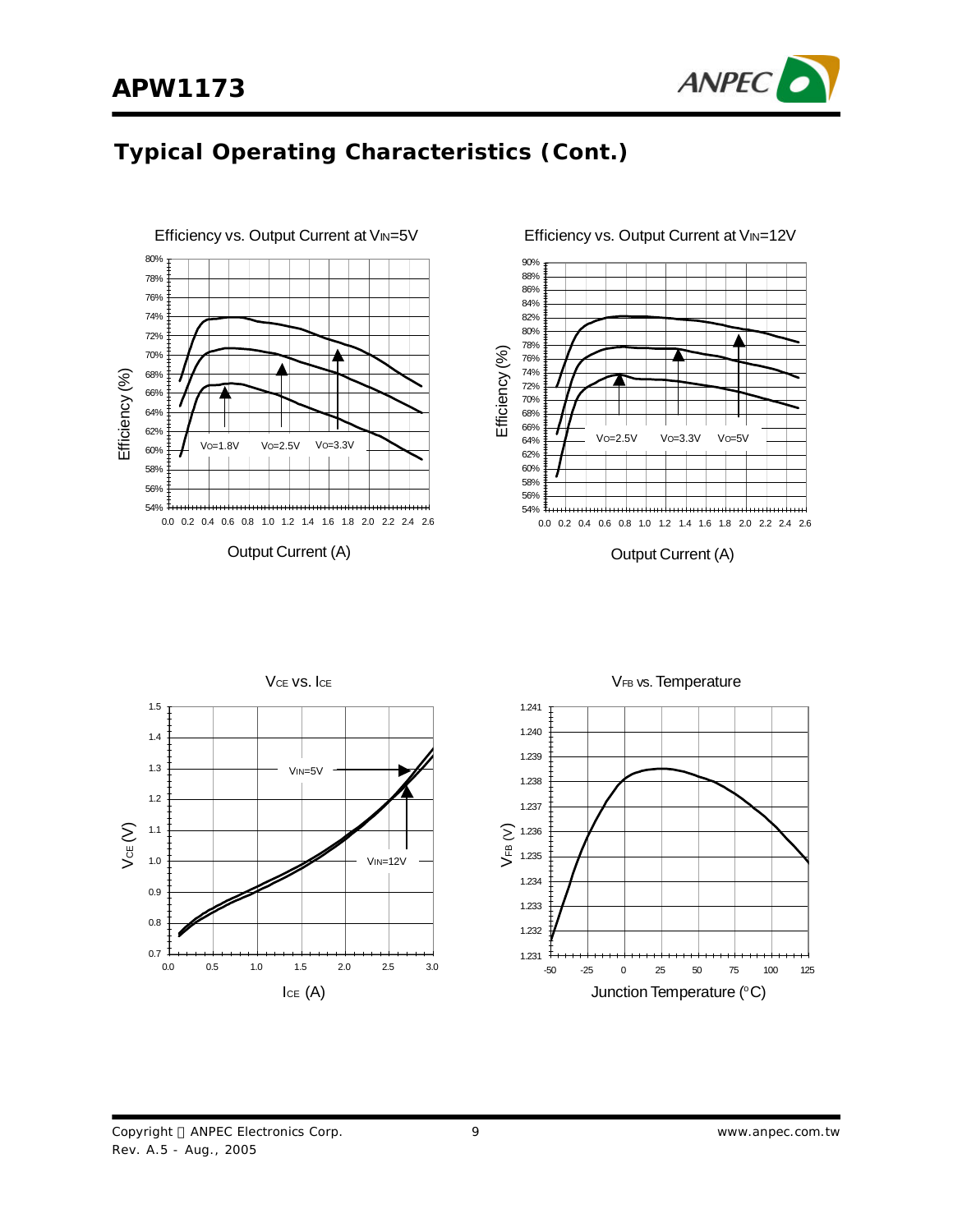## Typical Operating Characteristics (Cont.)

Efficiency vs. Output Current at $V_{IN}$=5V

Efficiency (%)

$V_O$=1.8V $V_O$=2.5V $V_O$=3.3V

Output Current (A)

Efficiency vs. Output Current at $V_{IN}$=12V

Efficiency (%)

$V_O$=2.5V $V_O$=3.3V $V_O$=5V

Output Current (A)

$V_{CE}$ vs. $I_{CE}$

$V_{CE}$ (V)

$V_{IN}$=5V

$V_{IN}$=12V

$I_{CE}$ (A)

$V_{FB}$ vs. Temperature

$V_{FB}$ (V)

Junction Temperature (°C)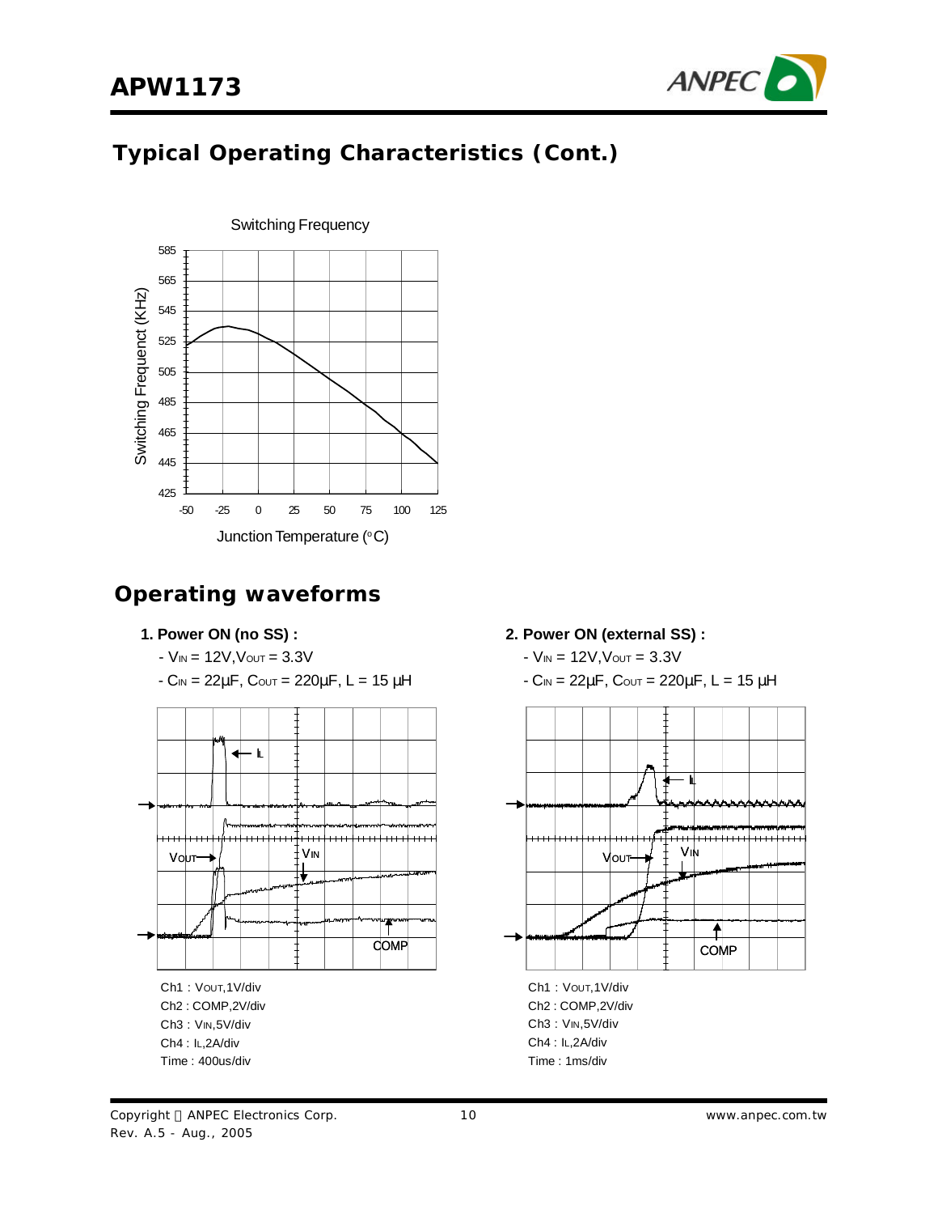## Typical Operating Characteristics (Cont.)

Switching Frequency

Switching Frequenct (KHz)

Junction Temperature (°C)

## Operating waveforms

**1. Power ON (no SS) :**

- $V_{IN}$ = 12V, $V_{OUT}$ = 3.3V
- $C_{IN}$ = 22μF, $C_{OUT}$ = 220μF, L = 15 μH

Ch1 : $V_{OUT}$,1V/div
Ch2 : COMP,2V/div
Ch3 : $V_{IN}$,5V/div
Ch4 : $I_L$,2A/div
Time : 400us/div

**2. Power ON (external SS) :**

- $V_{IN}$ = 12V, $V_{OUT}$ = 3.3V
- $C_{IN}$ = 22μF, $C_{OUT}$ = 220μF, L = 15 μH

Ch1 : $V_{OUT}$,1V/div
Ch2 : COMP,2V/div
Ch3 : $V_{IN}$,5V/div
Ch4 : $I_L$,2A/div
Time : 1ms/div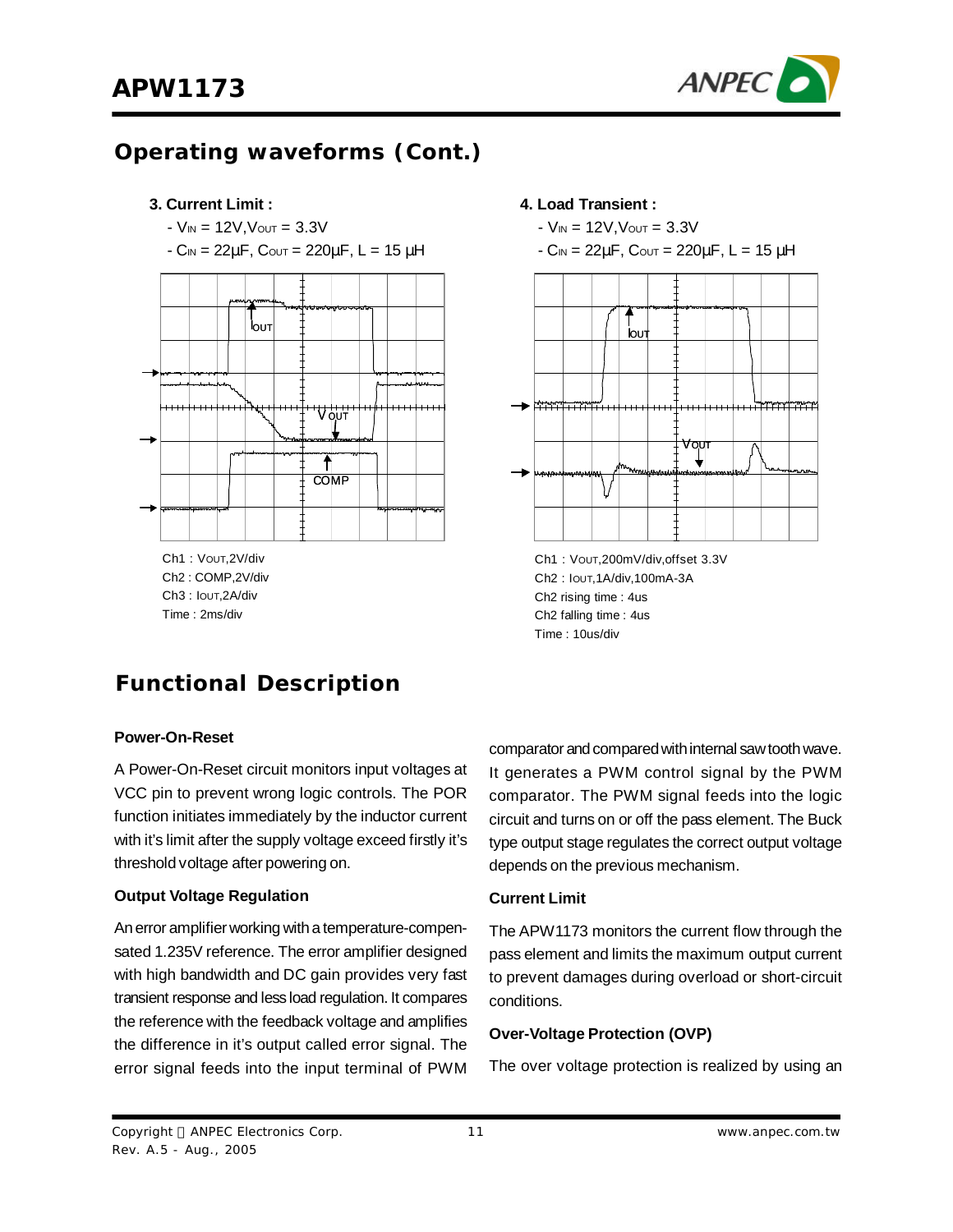## Operating waveforms (Cont.)

**3. Current Limit :**

- $V_{IN}$ = 12V, $V_{OUT}$ = 3.3V
- $C_{IN}$ = 22μF, $C_{OUT}$ = 220μF, L = 15 μH

Ch1 : $V_{OUT}$,2V/div
Ch2 : COMP,2V/div
Ch3 : $I_{OUT}$,2A/div
Time : 2ms/div

**4. Load Transient :**

- $V_{IN}$ = 12V, $V_{OUT}$ = 3.3V
- $C_{IN}$ = 22μF, $C_{OUT}$ = 220μF, L = 15 μH

Ch1 : $V_{OUT}$,200mV/div,offset 3.3V
Ch2 : $I_{OUT}$,1A/div,100mA-3A
Ch2 rising time : 4us
Ch2 falling time : 4us
Time : 10us/div

## Functional Description

### Power-On-Reset

A Power-On-Reset circuit monitors input voltages at VCC pin to prevent wrong logic controls. The POR function initiates immediately by the inductor current with it's limit after the supply voltage exceed firstly it's threshold voltage after powering on.

### Output Voltage Regulation

An error amplifier working with a temperature-compensated 1.235V reference. The error amplifier designed with high bandwidth and DC gain provides very fast transient response and less load regulation. It compares the reference with the feedback voltage and amplifies the difference in it's output called error signal. The error signal feeds into the input terminal of PWM comparator and compared with internal saw tooth wave. It generates a PWM control signal by the PWM comparator. The PWM signal feeds into the logic circuit and turns on or off the pass element. The Buck type output stage regulates the correct output voltage depends on the previous mechanism.

### Current Limit

The APW1173 monitors the current flow through the pass element and limits the maximum output current to prevent damages during overload or short-circuit conditions.

### Over-Voltage Protection (OVP)

The over voltage protection is realized by using an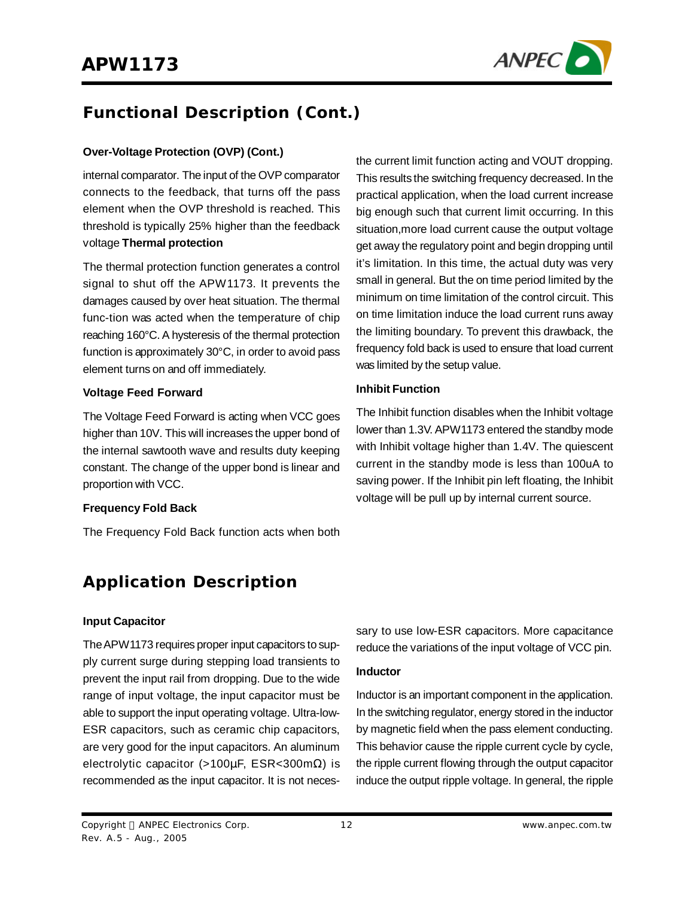## Functional Description (Cont.)

### Over-Voltage Protection (OVP) (Cont.)

internal comparator. The input of the OVP comparator connects to the feedback, that turns off the pass element when the OVP threshold is reached. This threshold is typically 25% higher than the feedback voltage **Thermal protection**

The thermal protection function generates a control signal to shut off the APW1173. It prevents the damages caused by over heat situation. The thermal func-tion was acted when the temperature of chip reaching 160°C. A hysteresis of the thermal protection function is approximately 30°C, in order to avoid pass element turns on and off immediately.

### Voltage Feed Forward

The Voltage Feed Forward is acting when VCC goes higher than 10V. This will increases the upper bond of the internal sawtooth wave and results duty keeping constant. The change of the upper bond is linear and proportion with VCC.

### Frequency Fold Back

The Frequency Fold Back function acts when both the current limit function acting and VOUT dropping. This results the switching frequency decreased. In the practical application, when the load current increase big enough such that current limit occurring. In this situation,more load current cause the output voltage get away the regulatory point and begin dropping until it's limitation. In this time, the actual duty was very small in general. But the on time period limited by the minimum on time limitation of the control circuit. This on time limitation induce the load current runs away the limiting boundary. To prevent this drawback, the frequency fold back is used to ensure that load current was limited by the setup value.

### Inhibit Function

The Inhibit function disables when the Inhibit voltage lower than 1.3V. APW1173 entered the standby mode with Inhibit voltage higher than 1.4V. The quiescent current in the standby mode is less than 100uA to saving power. If the Inhibit pin left floating, the Inhibit voltage will be pull up by internal current source.

## Application Description

### Input Capacitor

The APW1173 requires proper input capacitors to supply current surge during stepping load transients to prevent the input rail from dropping. Due to the wide range of input voltage, the input capacitor must be able to support the input operating voltage. Ultra-low-ESR capacitors, such as ceramic chip capacitors, are very good for the input capacitors. An aluminum electrolytic capacitor (>100μF, ESR<300mΩ) is recommended as the input capacitor. It is not necessary to use low-ESR capacitors. More capacitance reduce the variations of the input voltage of VCC pin.

### Inductor

Inductor is an important component in the application. In the switching regulator, energy stored in the inductor by magnetic field when the pass element conducting. This behavior cause the ripple current cycle by cycle, the ripple current flowing through the output capacitor induce the output ripple voltage. In general, the ripple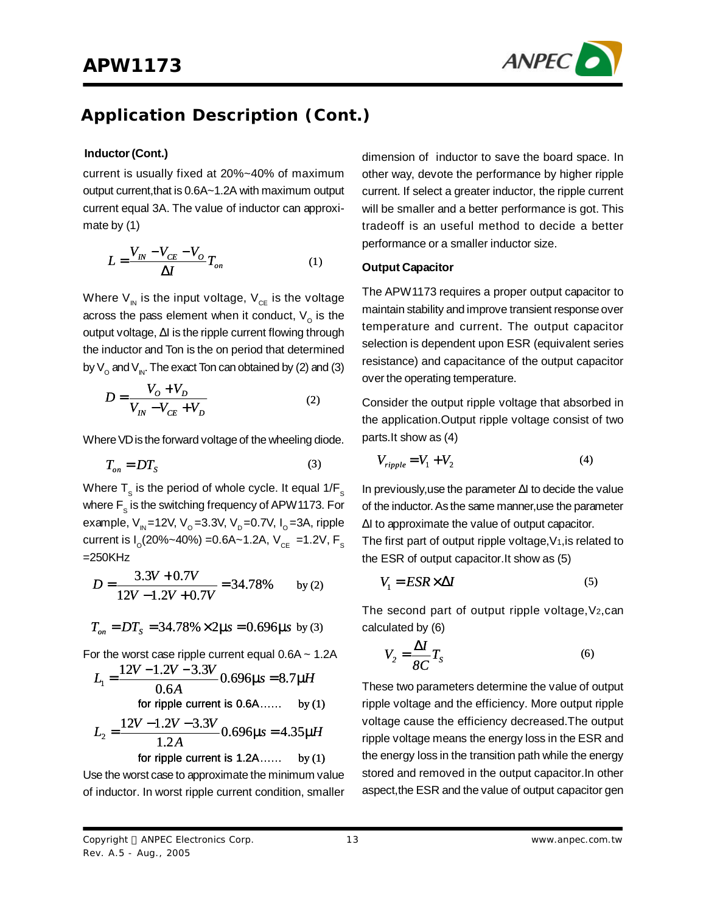## Application Description (Cont.)

### Inductor (Cont.)

current is usually fixed at 20%~40% of maximum output current,that is 0.6A~1.2A with maximum output current equal 3A. The value of inductor can approximate by (1)

$$L = \frac{V_{IN} - V_{CE} - V_O}{\Delta I} T_{on} \qquad (1)$$

Where $V_{IN}$ is the input voltage, $V_{CE}$ is the voltage across the pass element when it conduct, $V_O$ is the output voltage, ΔI is the ripple current flowing through the inductor and Ton is the on period that determined by $V_O$ and $V_{IN}$. The exact Ton can obtained by (2) and (3)

$$D = \frac{V_O + V_D}{V_{IN} - V_{CE} + V_D} \qquad (2)$$

Where VD is the forward voltage of the wheeling diode.

$$T_{on} = DT_S \qquad (3)$$

Where $T_S$ is the period of whole cycle. It equal $1/F_S$ where $F_S$ is the switching frequency of APW1173. For example, $V_{IN}$=12V, $V_O$=3.3V, $V_D$=0.7V, $I_O$=3A, ripple current is $I_O$(20%~40%) =0.6A~1.2A, $V_{CE}$ =1.2V, $F_S$ =250KHz

$$D = \frac{3.3V + 0.7V}{12V - 1.2V + 0.7V} = 34.78\% \quad \text{by (2)}$$

$$T_{on} = DT_S = 34.78\% \times 2\mu s = 0.696\mu s \quad \text{by (3)}$$

For the worst case ripple current equal 0.6A ~ 1.2A

$$L_1 = \frac{12V - 1.2V - 3.3V}{0.6A} 0.696\mu s = 8.7\mu H$$

for ripple current is 0.6A…… by (1)

$$L_2 = \frac{12V - 1.2V - 3.3V}{1.2A} 0.696\mu s = 4.35\mu H$$

for ripple current is 1.2A…… by (1)

Use the worst case to approximate the minimum value of inductor. In worst ripple current condition, smaller dimension of inductor to save the board space. In other way, devote the performance by higher ripple current. If select a greater inductor, the ripple current will be smaller and a better performance is got. This tradeoff is an useful method to decide a better performance or a smaller inductor size.

### Output Capacitor

The APW1173 requires a proper output capacitor to maintain stability and improve transient response over temperature and current. The output capacitor selection is dependent upon ESR (equivalent series resistance) and capacitance of the output capacitor over the operating temperature.

Consider the output ripple voltage that absorbed in the application.Output ripple voltage consist of two parts.It show as (4)

$$V_{ripple} = V_1 + V_2 \qquad (4)$$

In previously,use the parameter ΔI to decide the value of the inductor. As the same manner,use the parameter ΔI to approximate the value of output capacitor.
The first part of output ripple voltage,$V_1$,is related to the ESR of output capacitor.It show as (5)

$$V_1 = ESR \times \Delta I \qquad (5)$$

The second part of output ripple voltage,$V_2$,can calculated by (6)

$$V_2 = \frac{\Delta I}{8C} T_S \qquad (6)$$

These two parameters determine the value of output ripple voltage and the efficiency. More output ripple voltage cause the efficiency decreased.The output ripple voltage means the energy loss in the ESR and the energy loss in the transition path while the energy stored and removed in the output capacitor.In other aspect,the ESR and the value of output capacitor gen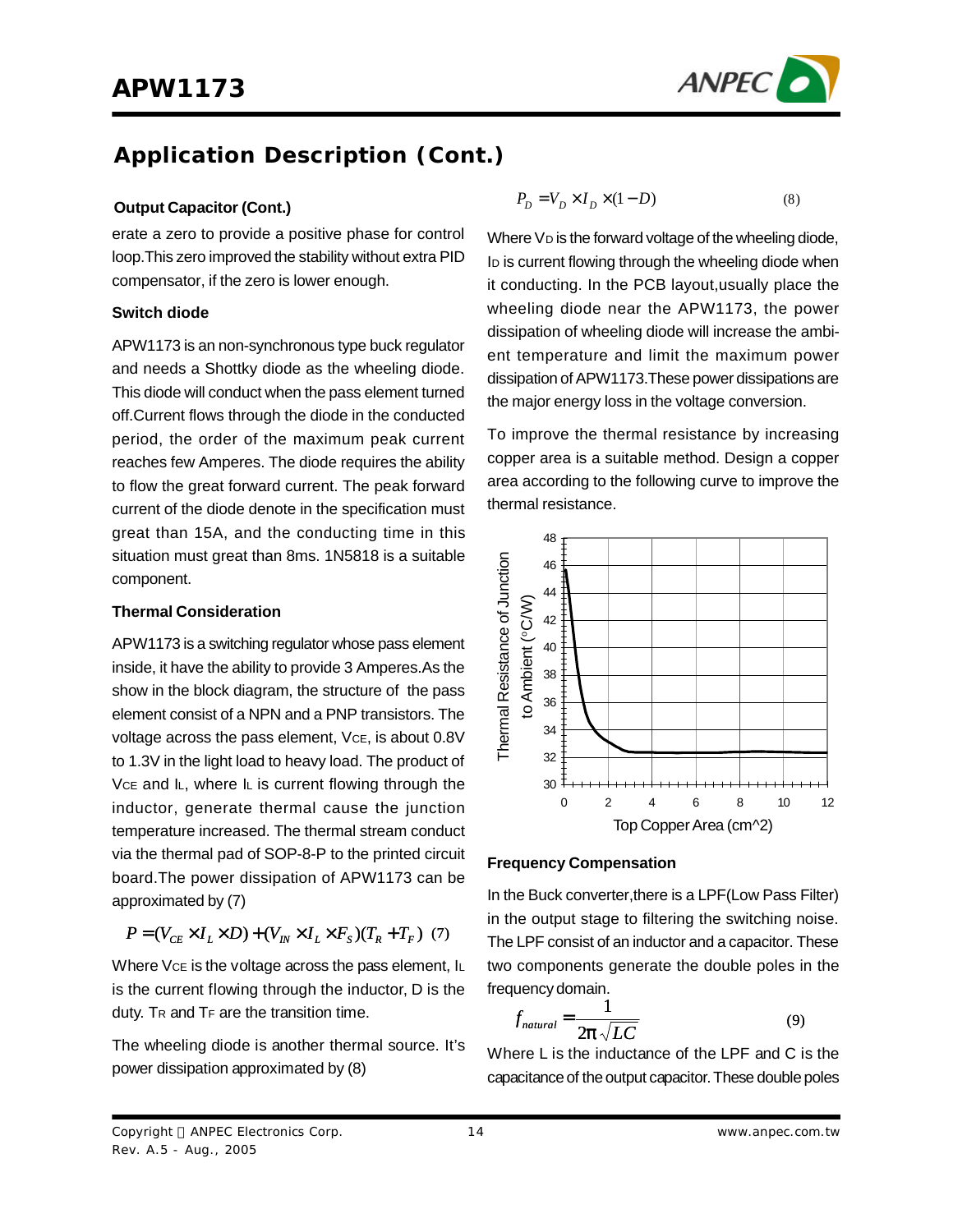## Application Description (Cont.)

**Output Capacitor (Cont.)**

erate a zero to provide a positive phase for control loop.This zero improved the stability without extra PID compensator, if the zero is lower enough.

**Switch diode**

APW1173 is an non-synchronous type buck regulator and needs a Shottky diode as the wheeling diode. This diode will conduct when the pass element turned off.Current flows through the diode in the conducted period, the order of the maximum peak current reaches few Amperes. The diode requires the ability to flow the great forward current. The peak forward current of the diode denote in the specification must great than 15A, and the conducting time in this situation must great than 8ms. 1N5818 is a suitable component.

**Thermal Consideration**

APW1173 is a switching regulator whose pass element inside, it have the ability to provide 3 Amperes.As the show in the block diagram, the structure of the pass element consist of a NPN and a PNP transistors. The voltage across the pass element, $V_{CE}$, is about 0.8V to 1.3V in the light load to heavy load. The product of $V_{CE}$ and $I_L$, where $I_L$ is current flowing through the inductor, generate thermal cause the junction temperature increased. The thermal stream conduct via the thermal pad of SOP-8-P to the printed circuit board.The power dissipation of APW1173 can be approximated by (7)

$$P = (V_{CE} \times I_L \times D) + (V_{IN} \times I_L \times F_S)(T_R + T_F) \quad (7)$$

Where $V_{CE}$ is the voltage across the pass element, $I_L$ is the current flowing through the inductor, D is the duty. $T_R$ and $T_F$ are the transition time.

The wheeling diode is another thermal source. It's power dissipation approximated by (8)

$$P_D = V_D \times I_D \times (1 - D) \quad (8)$$

Where $V_D$ is the forward voltage of the wheeling diode, $I_D$ is current flowing through the wheeling diode when it conducting. In the PCB layout,usually place the wheeling diode near the APW1173, the power dissipation of wheeling diode will increase the ambient temperature and limit the maximum power dissipation of APW1173.These power dissipations are the major energy loss in the voltage conversion.

To improve the thermal resistance by increasing copper area is a suitable method. Design a copper area according to the following curve to improve the thermal resistance.

**Frequency Compensation**

In the Buck converter,there is a LPF(Low Pass Filter) in the output stage to filtering the switching noise. The LPF consist of an inductor and a capacitor. These two components generate the double poles in the frequency domain.

$$f_{natural} = \frac{1}{2\pi\sqrt{LC}} \quad (9)$$

Where L is the inductance of the LPF and C is the capacitance of the output capacitor. These double poles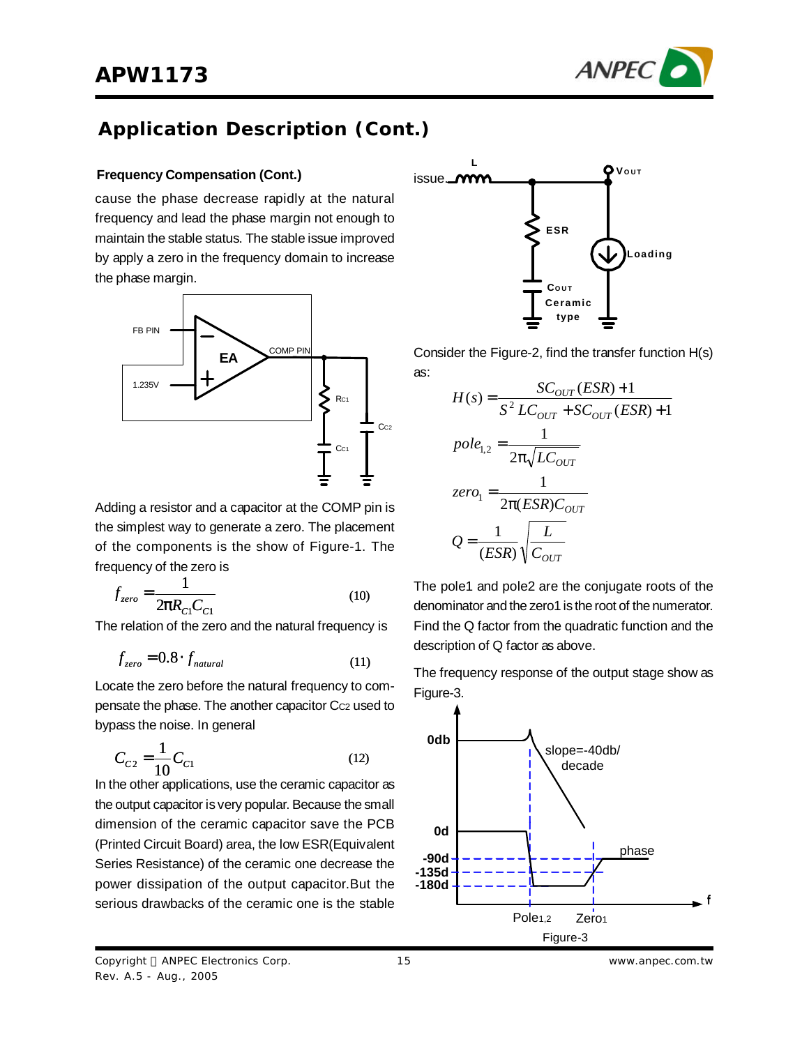## Application Description (Cont.)

### Frequency Compensation (Cont.)

cause the phase decrease rapidly at the natural frequency and lead the phase margin not enough to maintain the stable status. The stable issue improved by apply a zero in the frequency domain to increase the phase margin.

Adding a resistor and a capacitor at the COMP pin is the simplest way to generate a zero. The placement of the components is the show of Figure-1. The frequency of the zero is

$$f_{zero} = \frac{1}{2\pi R_{C1} C_{C1}} \quad (10)$$

The relation of the zero and the natural frequency is

$$f_{zero} = 0.8 \cdot f_{natural} \quad (11)$$

Locate the zero before the natural frequency to compensate the phase. The another capacitor $C_{C2}$ used to bypass the noise. In general

$$C_{C2} = \frac{1}{10} C_{C1} \quad (12)$$

In the other applications, use the ceramic capacitor as the output capacitor is very popular. Because the small dimension of the ceramic capacitor save the PCB (Printed Circuit Board) area, the low ESR(Equivalent Series Resistance) of the ceramic one decrease the power dissipation of the output capacitor.But the serious drawbacks of the ceramic one is the stable issue.

Consider the Figure-2, find the transfer function H(s) as:

$$H(s) = \frac{SC_{OUT}(ESR) + 1}{S^2 LC_{OUT} + SC_{OUT}(ESR) + 1}$$

$$pole_{1,2} = \frac{1}{2\pi\sqrt{LC_{OUT}}}$$

$$zero_1 = \frac{1}{2\pi(ESR)C_{OUT}}$$

$$Q = \frac{1}{(ESR)}\sqrt{\frac{L}{C_{OUT}}}$$

The pole1 and pole2 are the conjugate roots of the denominator and the zero1 is the root of the numerator. Find the Q factor from the quadratic function and the description of Q factor as above.

The frequency response of the output stage show as Figure-3.

Figure-3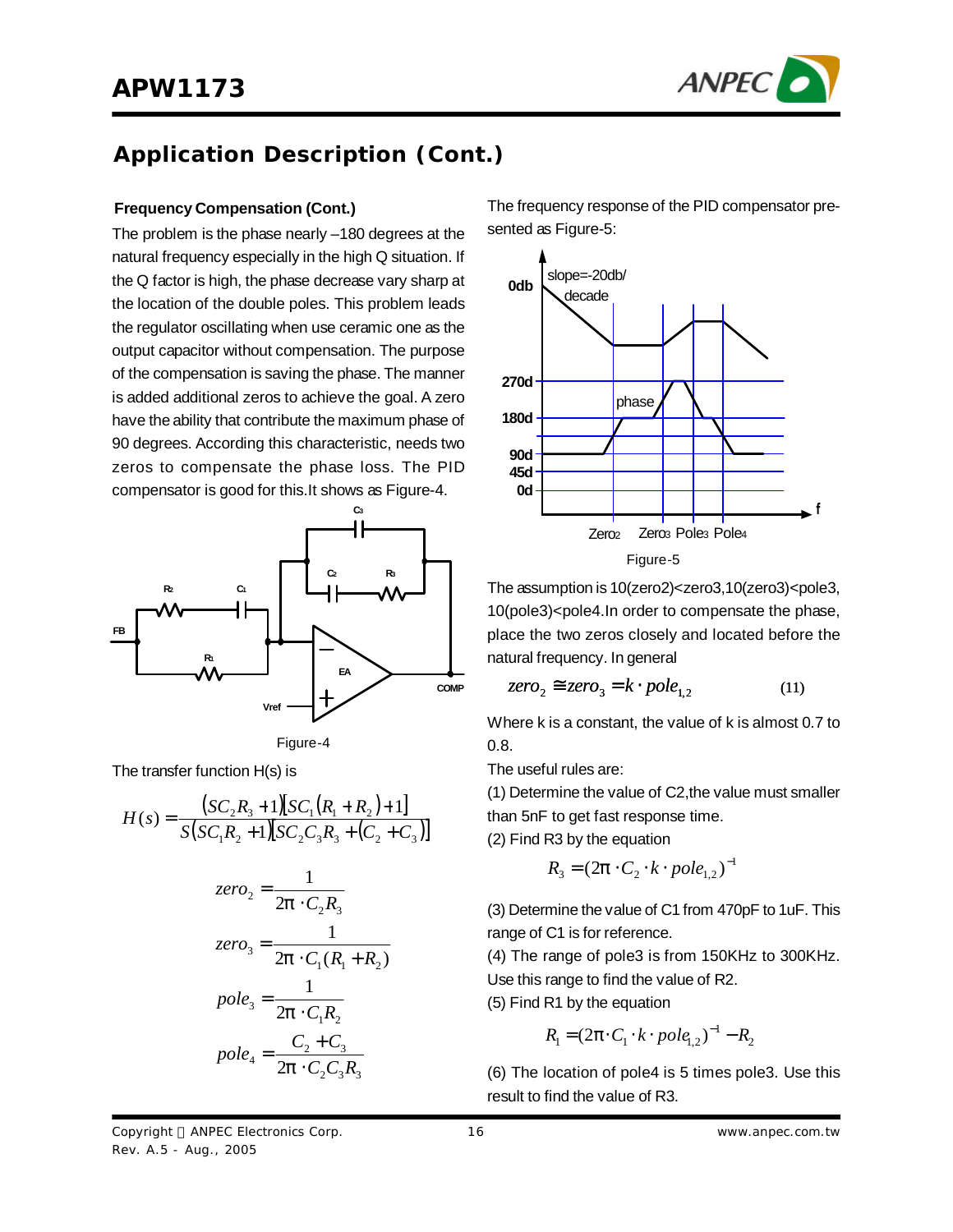## Application Description (Cont.)

### Frequency Compensation (Cont.)

The problem is the phase nearly –180 degrees at the natural frequency especially in the high Q situation. If the Q factor is high, the phase decrease vary sharp at the location of the double poles. This problem leads the regulator oscillating when use ceramic one as the output capacitor without compensation. The purpose of the compensation is saving the phase. The manner is added additional zeros to achieve the goal. A zero have the ability that contribute the maximum phase of 90 degrees. According this characteristic, needs two zeros to compensate the phase loss. The PID compensator is good for this.It shows as Figure-4.

Figure-4

The transfer function H(s) is

$$H(s) = \frac{(SC_2R_3 + 1)[SC_1(R_1 + R_2) + 1]}{S(SC_1R_2 + 1)[SC_2C_3R_3 + (C_2 + C_3)]}$$

$$zero_2 = \frac{1}{2\pi \cdot C_2R_3}$$

$$zero_3 = \frac{1}{2\pi \cdot C_1(R_1 + R_2)}$$

$$pole_3 = \frac{1}{2\pi \cdot C_1R_2}$$

$$pole_4 = \frac{C_2 + C_3}{2\pi \cdot C_2C_3R_3}$$

The frequency response of the PID compensator presented as Figure-5:

Figure-5

The assumption is 10(zero2)<zero3,10(zero3)<pole3, 10(pole3)<pole4.In order to compensate the phase, place the two zeros closely and located before the natural frequency. In general

$$zero_2 \cong zero_3 = k \cdot pole_{1,2} \qquad (11)$$

Where k is a constant, the value of k is almost 0.7 to 0.8.

The useful rules are:

(1) Determine the value of C2,the value must smaller than 5nF to get fast response time.

(2) Find R3 by the equation

$$R_3 = (2\pi \cdot C_2 \cdot k \cdot pole_{1,2})^{-1}$$

(3) Determine the value of C1 from 470pF to 1uF. This range of C1 is for reference.

(4) The range of pole3 is from 150KHz to 300KHz. Use this range to find the value of R2.

(5) Find R1 by the equation

$$R_1 = (2\pi \cdot C_1 \cdot k \cdot pole_{1,2})^{-1} - R_2$$

(6) The location of pole4 is 5 times pole3. Use this result to find the value of R3.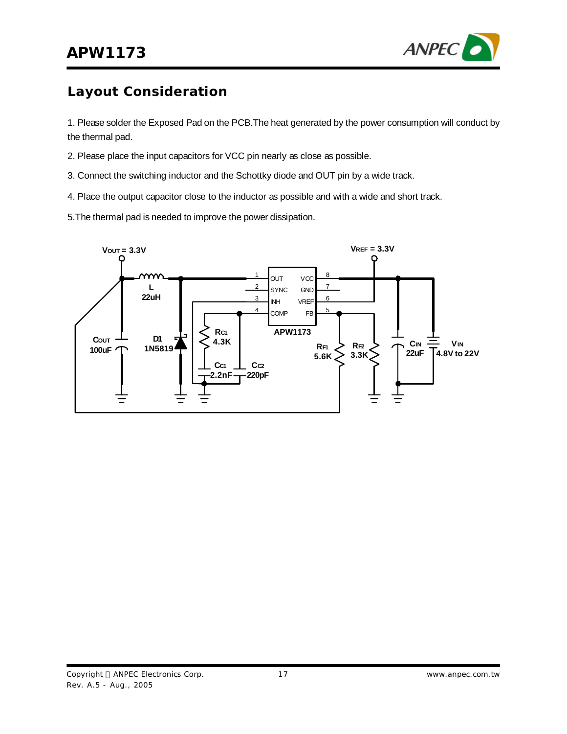## Layout Consideration

1. Please solder the Exposed Pad on the PCB.The heat generated by the power consumption will conduct by the thermal pad.

2. Please place the input capacitors for VCC pin nearly as close as possible.

3. Connect the switching inductor and the Schottky diode and OUT pin by a wide track.

4. Place the output capacitor close to the inductor as possible and with a wide and short track.

5.The thermal pad is needed to improve the power dissipation.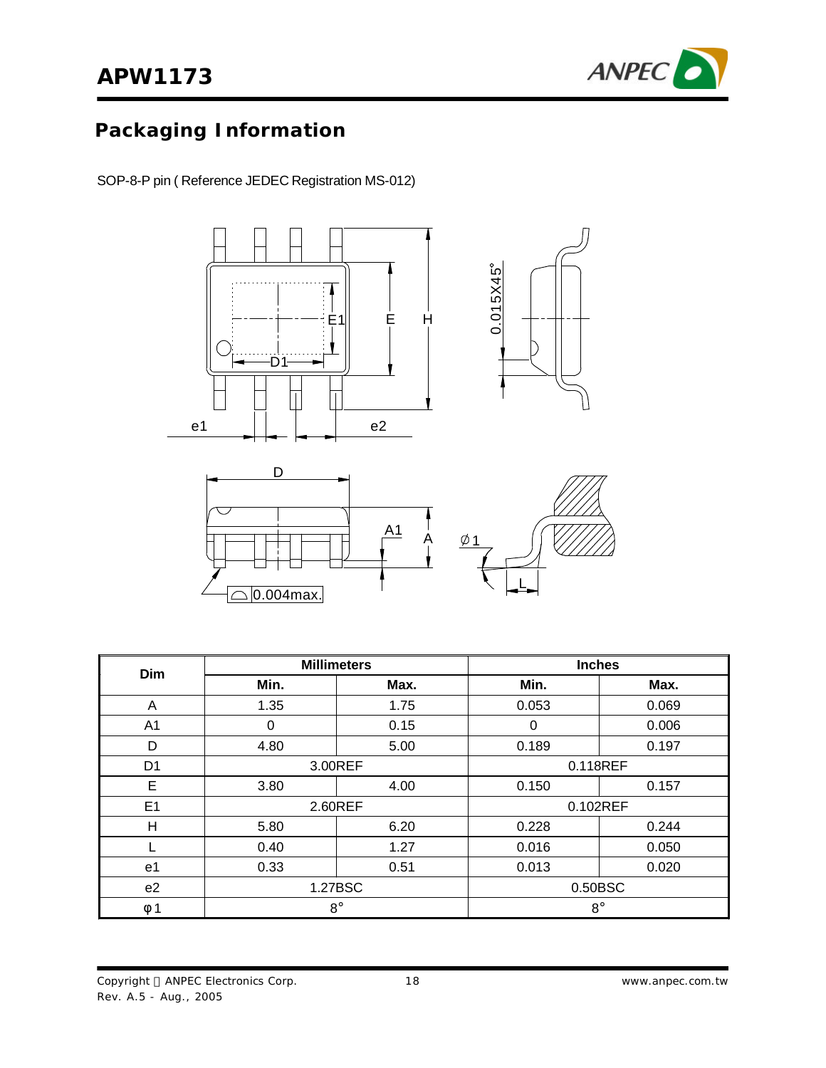## Packaging Information

SOP-8-P pin ( Reference JEDEC Registration MS-012)

| Dim | Millimeters | | Inches | |
|---|---|---|---|---|
| | Min. | Max. | Min. | Max. |
| A | 1.35 | 1.75 | 0.053 | 0.069 |
| A1 | 0 | 0.15 | 0 | 0.006 |
| D | 4.80 | 5.00 | 0.189 | 0.197 |
| D1 | 3.00REF | | 0.118REF | |
| E | 3.80 | 4.00 | 0.150 | 0.157 |
| E1 | 2.60REF | | 0.102REF | |
| H | 5.80 | 6.20 | 0.228 | 0.244 |
| L | 0.40 | 1.27 | 0.016 | 0.050 |
| e1 | 0.33 | 0.51 | 0.013 | 0.020 |
| e2 | 1.27BSC | | 0.50BSC | |
| φ1 | 8° | | 8° | |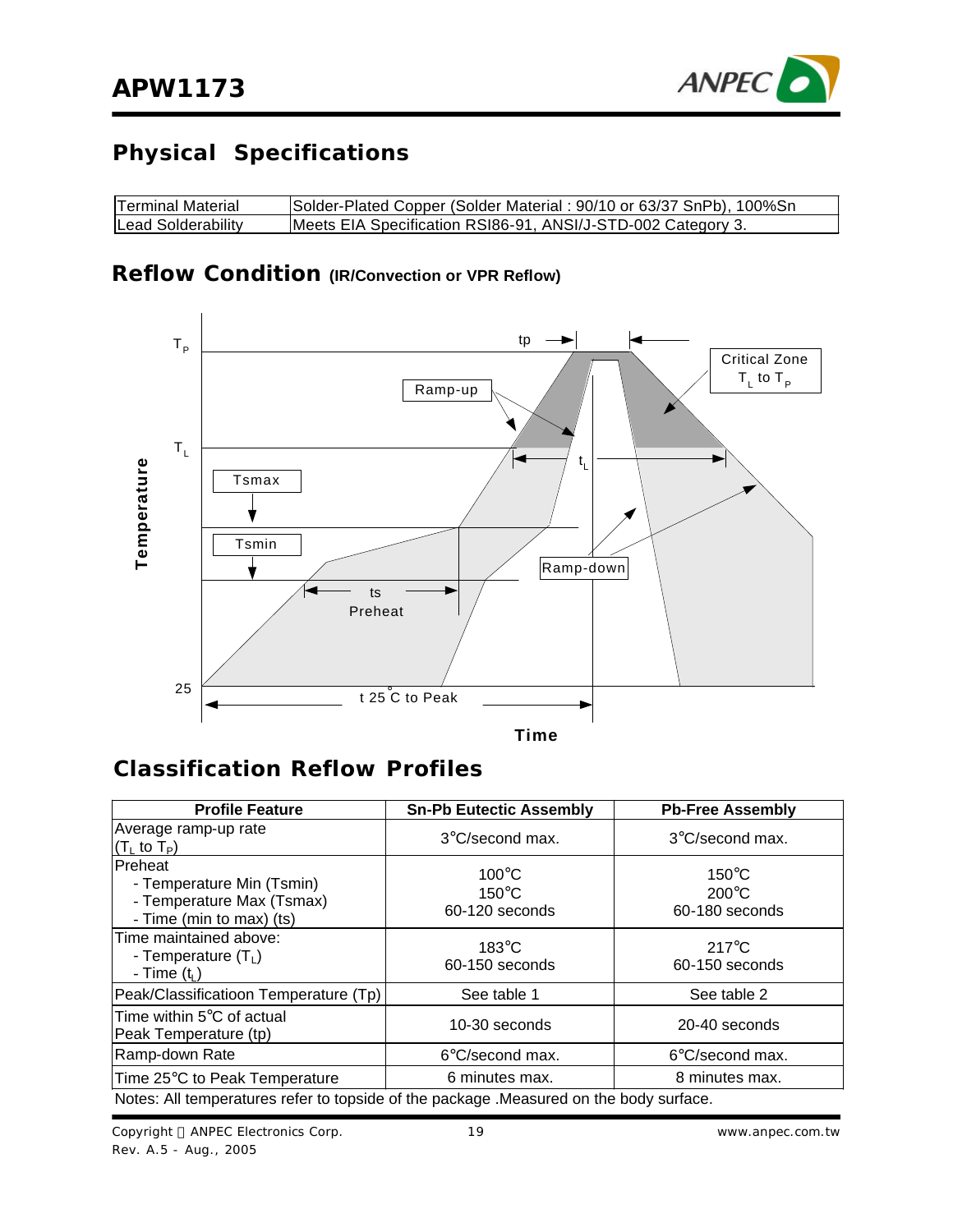## Physical Specifications

| Terminal Material | Solder-Plated Copper (Solder Material : 90/10 or 63/37 SnPb), 100%Sn |
|---|---|
| Lead Solderability | Meets EIA Specification RSI86-91, ANSI/J-STD-002 Category 3. |

## Reflow Condition (IR/Convection or VPR Reflow)

## Classification Reflow Profiles

| Profile Feature | Sn-Pb Eutectic Assembly | Pb-Free Assembly |
|---|---|---|
| Average ramp-up rate ($T_L$ to $T_P$) | 3°C/second max. | 3°C/second max. |
| Preheat<br>- Temperature Min (Tsmin)<br>- Temperature Max (Tsmax)<br>- Time (min to max) (ts) | 100°C<br>150°C<br>60-120 seconds | 150°C<br>200°C<br>60-180 seconds |
| Time maintained above:<br>- Temperature ($T_L$)<br>- Time ($t_L$) | 183°C<br>60-150 seconds | 217°C<br>60-150 seconds |
| Peak/Classificatioon Temperature (Tp) | See table 1 | See table 2 |
| Time within 5°C of actual Peak Temperature (tp) | 10-30 seconds | 20-40 seconds |
| Ramp-down Rate | 6°C/second max. | 6°C/second max. |
| Time 25°C to Peak Temperature | 6 minutes max. | 8 minutes max. |

Notes: All temperatures refer to topside of the package .Measured on the body surface.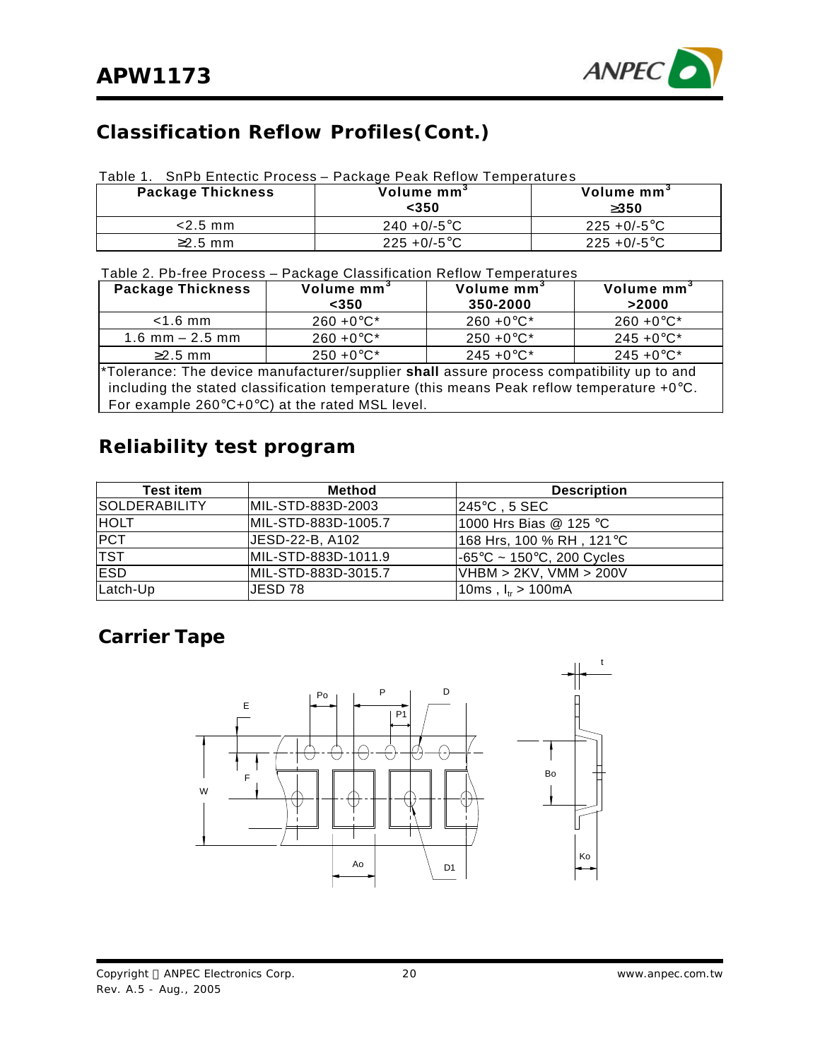## Classification Reflow Profiles(Cont.)

Table 1. SnPb Entectic Process – Package Peak Reflow Temperatures

| Package Thickness | Volume mm$^3$ <350 | Volume mm$^3$ ≥350 |
|---|---|---|
| <2.5 mm | 240 +0/-5°C | 225 +0/-5°C |
| ≥2.5 mm | 225 +0/-5°C | 225 +0/-5°C |

Table 2. Pb-free Process – Package Classification Reflow Temperatures

| Package Thickness | Volume mm$^3$ <350 | Volume mm$^3$ 350-2000 | Volume mm$^3$ >2000 |
|---|---|---|---|
| <1.6 mm | 260 +0°C* | 260 +0°C* | 260 +0°C* |
| 1.6 mm – 2.5 mm | 260 +0°C* | 250 +0°C* | 245 +0°C* |
| ≥2.5 mm | 250 +0°C* | 245 +0°C* | 245 +0°C* |

*Tolerance: The device manufacturer/supplier **shall** assure process compatibility up to and including the stated classification temperature (this means Peak reflow temperature +0°C. For example 260°C+0°C) at the rated MSL level.

## Reliability test program

| Test item | Method | Description |
|---|---|---|
| SOLDERABILITY | MIL-STD-883D-2003 | 245°C , 5 SEC |
| HOLT | MIL-STD-883D-1005.7 | 1000 Hrs Bias @ 125 °C |
| PCT | JESD-22-B, A102 | 168 Hrs, 100 % RH , 121°C |
| TST | MIL-STD-883D-1011.9 | -65°C ~ 150°C, 200 Cycles |
| ESD | MIL-STD-883D-3015.7 | VHBM > 2KV, VMM > 200V |
| Latch-Up | JESD 78 | 10ms , $I_{tr}$ > 100mA |

## Carrier Tape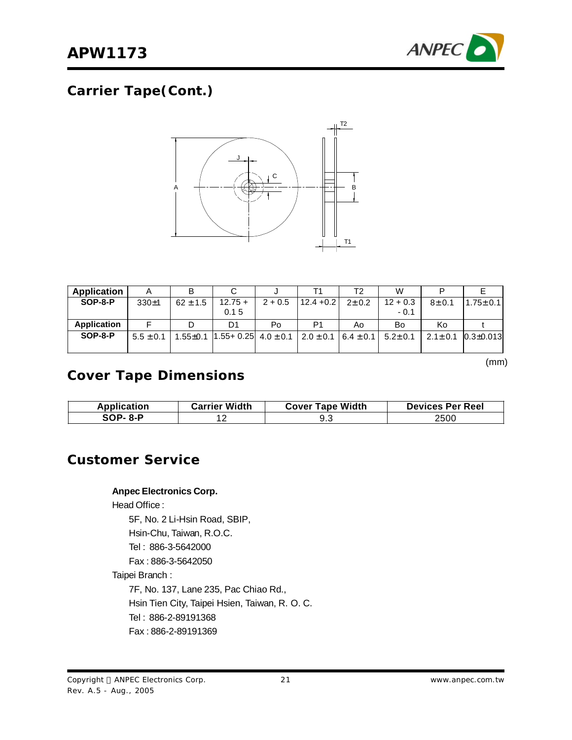## Carrier Tape(Cont.)

T2

J

C

A

B

T1

| Application | A | B | C | J | T1 | T2 | W | P | E |
|---|---|---|---|---|---|---|---|---|---|
| SOP-8-P | 330±1 | 62 ±1.5 | 12.75 + 0.1 5 | 2 + 0.5 | 12.4 +0.2 | 2±0.2 | 12 + 0.3 - 0.1 | 8±0.1 | 1.75±0.1 |
| **Application** | F | D | D1 | Po | P1 | Ao | Bo | Ko | t |
| SOP-8-P | 5.5 ±0.1 | 1.55±0.1 | 1.55+ 0.25 | 4.0 ±0.1 | 2.0 ±0.1 | 6.4 ±0.1 | 5.2±0.1 | 2.1±0.1 | 0.3±0.013 |

(mm)

## Cover Tape Dimensions

| Application | Carrier Width | Cover Tape Width | Devices Per Reel |
|---|---|---|---|
| SOP- 8-P | 12 | 9.3 | 2500 |

## Customer Service

**Anpec Electronics Corp.**

Head Office :

5F, No. 2 Li-Hsin Road, SBIP,
Hsin-Chu, Taiwan, R.O.C.
Tel : 886-3-5642000
Fax : 886-3-5642050

Taipei Branch :

7F, No. 137, Lane 235, Pac Chiao Rd.,
Hsin Tien City, Taipei Hsien, Taiwan, R. O. C.
Tel : 886-2-89191368
Fax : 886-2-89191369